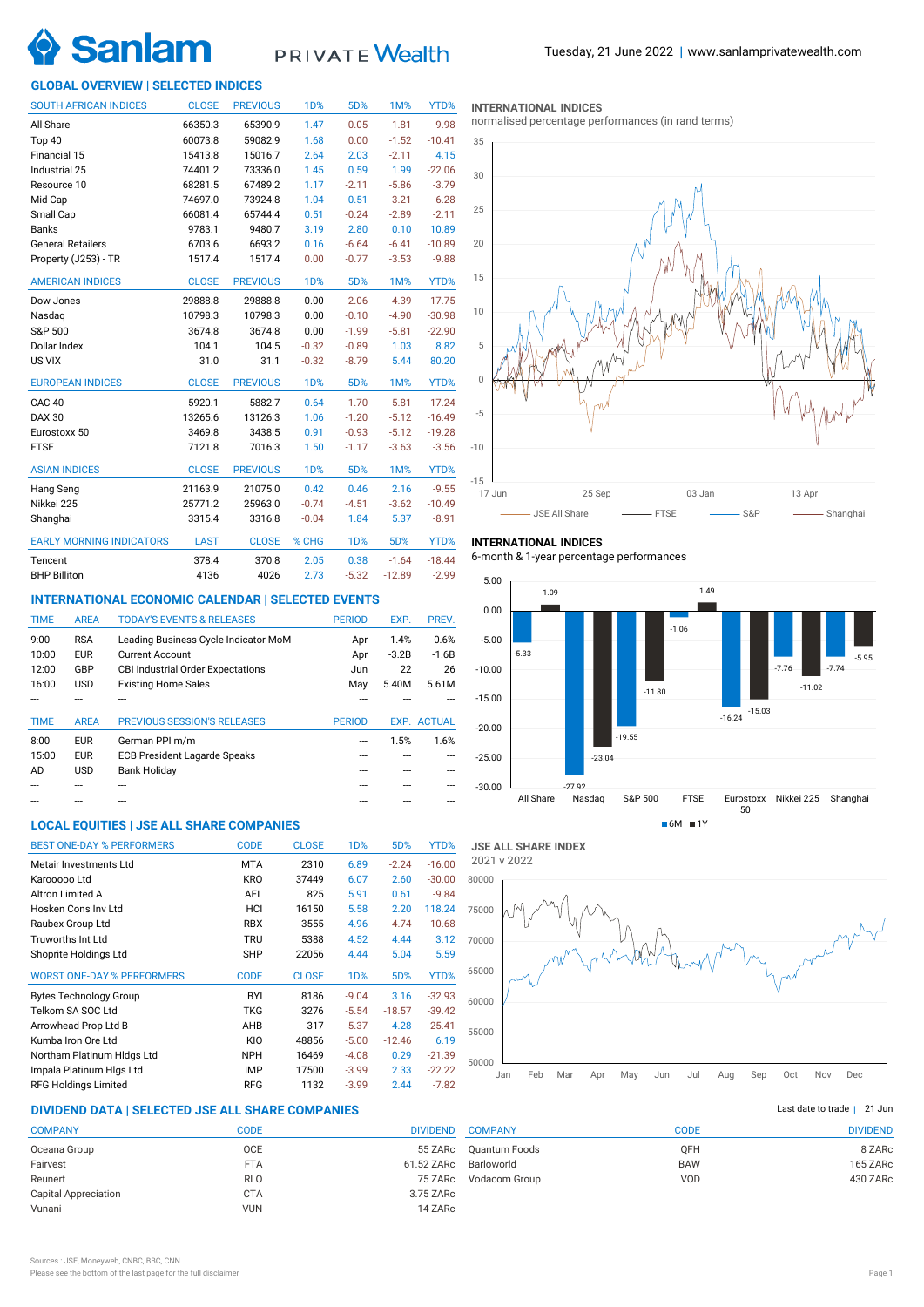Sanlam PRIVATE Wealth

Tuesday, 21 June 2022 | www.sanlamprivatewealth.com

## GLOBAL OVERVIEW | SELECTED INDICES

| SOUTH AFRICAN INDICES | CLOSE | PREVIOUS | 1D% | 5D% | 1M% | YTD% |
|---|---|---|---|---|---|---|
| All Share | 66350.3 | 65390.9 | 1.47 | -0.05 | -1.81 | -9.98 |
| Top 40 | 60073.8 | 59082.9 | 1.68 | 0.00 | -1.52 | -10.41 |
| Financial 15 | 15413.8 | 15016.7 | 2.64 | 2.03 | -2.11 | 4.15 |
| Industrial 25 | 74401.2 | 73336.0 | 1.45 | 0.59 | 1.99 | -22.06 |
| Resource 10 | 68281.5 | 67489.2 | 1.17 | -2.11 | -5.86 | -3.79 |
| Mid Cap | 74697.0 | 73924.8 | 1.04 | 0.51 | -3.21 | -6.28 |
| Small Cap | 66081.4 | 65744.4 | 0.51 | -0.24 | -2.89 | -2.11 |
| Banks | 9783.1 | 9480.7 | 3.19 | 2.80 | 0.10 | 10.89 |
| General Retailers | 6703.6 | 6693.2 | 0.16 | -6.64 | -6.41 | -10.89 |
| Property (J253) - TR | 1517.4 | 1517.4 | 0.00 | -0.77 | -3.53 | -9.88 |

| AMERICAN INDICES | CLOSE | PREVIOUS | 1D% | 5D% | 1M% | YTD% |
|---|---|---|---|---|---|---|
| Dow Jones | 29888.8 | 29888.8 | 0.00 | -2.06 | -4.39 | -17.75 |
| Nasdaq | 10798.3 | 10798.3 | 0.00 | -0.10 | -4.90 | -30.98 |
| S&P 500 | 3674.8 | 3674.8 | 0.00 | -1.99 | -5.81 | -22.90 |
| Dollar Index | 104.1 | 104.5 | -0.32 | -0.89 | 1.03 | 8.82 |
| US VIX | 31.0 | 31.1 | -0.32 | -8.79 | 5.44 | 80.20 |

| EUROPEAN INDICES | CLOSE | PREVIOUS | 1D% | 5D% | 1M% | YTD% |
|---|---|---|---|---|---|---|
| CAC 40 | 5920.1 | 5882.7 | 0.64 | -1.70 | -5.81 | -17.24 |
| DAX 30 | 13265.6 | 13126.3 | 1.06 | -1.20 | -5.12 | -16.49 |
| Eurostoxx 50 | 3469.8 | 3438.5 | 0.91 | -0.93 | -5.12 | -19.28 |
| FTSE | 7121.8 | 7016.3 | 1.50 | -1.17 | -3.63 | -3.56 |

| ASIAN INDICES | CLOSE | PREVIOUS | 1D% | 5D% | 1M% | YTD% |
|---|---|---|---|---|---|---|
| Hang Seng | 21163.9 | 21075.0 | 0.42 | 0.46 | 2.16 | -9.55 |
| Nikkei 225 | 25771.2 | 25963.0 | -0.74 | -4.51 | -3.62 | -10.49 |
| Shanghai | 3315.4 | 3316.8 | -0.04 | 1.84 | 5.37 | -8.91 |

| EARLY MORNING INDICATORS | LAST | CLOSE | % CHG | 1D% | 5D% | YTD% |
|---|---|---|---|---|---|---|
| Tencent | 378.4 | 370.8 | 2.05 | 0.38 | -1.64 | -18.44 |
| BHP Billiton | 4136 | 4026 | 2.73 | -5.32 | -12.89 | -2.99 |

**INTERNATIONAL INDICES**
normalised percentage performances (in rand terms)

**INTERNATIONAL INDICES**
6-month & 1-year percentage performances

| Index | 6M | 1Y |
|---|---|---|
| All Share | -5.33 | 1.09 |
| Nasdaq | -27.92 | -23.04 |
| S&P 500 | -19.55 | -11.80 |
| FTSE | -1.06 | 1.49 |
| Eurostoxx 50 | -16.24 | -15.03 |
| Nikkei 225 | -7.76 | -11.02 |
| Shanghai | -7.74 | -5.95 |

## INTERNATIONAL ECONOMIC CALENDAR | SELECTED EVENTS

| TIME | AREA | TODAY'S EVENTS & RELEASES | PERIOD | EXP. | PREV. |
|---|---|---|---|---|---|
| 9:00 | RSA | Leading Business Cycle Indicator MoM | Apr | -1.4% | 0.6% |
| 10:00 | EUR | Current Account | Apr | -3.2B | -1.6B |
| 12:00 | GBP | CBI Industrial Order Expectations | Jun | 22 | 26 |
| 16:00 | USD | Existing Home Sales | May | 5.40M | 5.61M |
| --- | --- | --- | --- | --- | --- |

| TIME | AREA | PREVIOUS SESSION'S RELEASES | PERIOD | EXP. | ACTUAL |
|---|---|---|---|---|---|
| 8:00 | EUR | German PPI m/m | --- | 1.5% | 1.6% |
| 15:00 | EUR | ECB President Lagarde Speaks | --- | --- | --- |
| AD | USD | Bank Holiday | --- | --- | --- |
| --- | --- | --- | --- | --- | --- |
| --- | --- | --- | --- | --- | --- |

## LOCAL EQUITIES | JSE ALL SHARE COMPANIES

| BEST ONE-DAY % PERFORMERS | CODE | CLOSE | 1D% | 5D% | YTD% |
|---|---|---|---|---|---|
| Metair Investments Ltd | MTA | 2310 | 6.89 | -2.24 | -16.00 |
| Karooooo Ltd | KRO | 37449 | 6.07 | 2.60 | -30.00 |
| Altron Limited A | AEL | 825 | 5.91 | 0.61 | -9.84 |
| Hosken Cons Inv Ltd | HCI | 16150 | 5.58 | 2.20 | 118.24 |
| Raubex Group Ltd | RBX | 3555 | 4.96 | -4.74 | -10.68 |
| Truworths Int Ltd | TRU | 5388 | 4.52 | 4.44 | 3.12 |
| Shoprite Holdings Ltd | SHP | 22056 | 4.44 | 5.04 | 5.59 |

| WORST ONE-DAY % PERFORMERS | CODE | CLOSE | 1D% | 5D% | YTD% |
|---|---|---|---|---|---|
| Bytes Technology Group | BYI | 8186 | -9.04 | 3.16 | -32.93 |
| Telkom SA SOC Ltd | TKG | 3276 | -5.54 | -18.57 | -39.42 |
| Arrowhead Prop Ltd B | AHB | 317 | -5.37 | 4.28 | -25.41 |
| Kumba Iron Ore Ltd | KIO | 48856 | -5.00 | -12.46 | 6.19 |
| Northam Platinum Hldgs Ltd | NPH | 16469 | -4.08 | 0.29 | -21.39 |
| Impala Platinum Hlgs Ltd | IMP | 17500 | -3.99 | 2.33 | -22.22 |
| RFG Holdings Limited | RFG | 1132 | -3.99 | 2.44 | -7.82 |

**JSE ALL SHARE INDEX**
2021 v 2022

## DIVIDEND DATA | SELECTED JSE ALL SHARE COMPANIES

Last date to trade | 21 Jun

| COMPANY | CODE | DIVIDEND | COMPANY | CODE | DIVIDEND |
|---|---|---|---|---|---|
| Oceana Group | OCE | 55 ZARc | Quantum Foods | QFH | 8 ZARc |
| Fairvest | FTA | 61.52 ZARc | Barloworld | BAW | 165 ZARc |
| Reunert | RLO | 75 ZARc | Vodacom Group | VOD | 430 ZARc |
| Capital Appreciation | CTA | 3.75 ZARc | | | |
| Vunani | VUN | 14 ZARc | | | |

Sources : JSE, Moneyweb, CNBC, BBC, CNN
Please see the bottom of the last page for the full disclaimer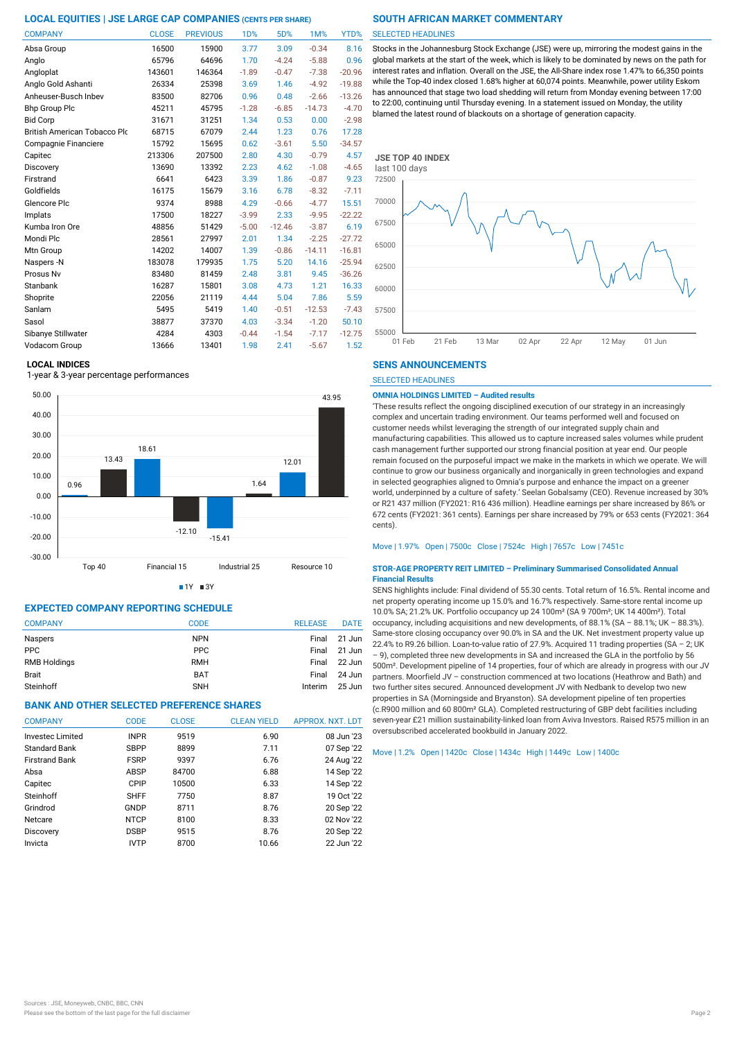## LOCAL EQUITIES | JSE LARGE CAP COMPANIES (CENTS PER SHARE)

| COMPANY | CLOSE | PREVIOUS | 1D% | 5D% | 1M% | YTD% |
|---|---|---|---|---|---|---|
| Absa Group | 16500 | 15900 | 3.77 | 3.09 | -0.34 | 8.16 |
| Anglo | 65796 | 64696 | 1.70 | -4.24 | -5.88 | 0.96 |
| Angloplat | 143601 | 146364 | -1.89 | -0.47 | -7.38 | -20.96 |
| Anglo Gold Ashanti | 26334 | 25398 | 3.69 | 1.46 | -4.92 | -19.88 |
| Anheuser-Busch Inbev | 83500 | 82706 | 0.96 | 0.48 | -2.66 | -13.26 |
| Bhp Group Plc | 45211 | 45795 | -1.28 | -6.85 | -14.73 | -4.70 |
| Bid Corp | 31671 | 31251 | 1.34 | 0.53 | 0.00 | -2.98 |
| British American Tobacco Plc | 68715 | 67079 | 2.44 | 1.23 | 0.76 | 17.28 |
| Compagnie Financiere | 15792 | 15695 | 0.62 | -3.61 | 5.50 | -34.57 |
| Capitec | 213306 | 207500 | 2.80 | 4.30 | -0.79 | 4.57 |
| Discovery | 13690 | 13392 | 2.23 | 4.62 | -1.08 | -4.65 |
| Firstrand | 6641 | 6423 | 3.39 | 1.86 | -0.87 | 9.23 |
| Goldfields | 16175 | 15679 | 3.16 | 6.78 | -8.32 | -7.11 |
| Glencore Plc | 9374 | 8988 | 4.29 | -0.66 | -4.77 | 15.51 |
| Implats | 17500 | 18227 | -3.99 | 2.33 | -9.95 | -22.22 |
| Kumba Iron Ore | 48856 | 51429 | -5.00 | -12.46 | -3.87 | 6.19 |
| Mondi Plc | 28561 | 27997 | 2.01 | 1.34 | -2.25 | -27.72 |
| Mtn Group | 14202 | 14007 | 1.39 | -0.86 | -14.11 | -16.81 |
| Naspers -N | 183078 | 179935 | 1.75 | 5.20 | 14.16 | -25.94 |
| Prosus Nv | 83480 | 81459 | 2.48 | 3.81 | 9.45 | -36.26 |
| Stanbank | 16287 | 15801 | 3.08 | 4.73 | 1.21 | 16.33 |
| Shoprite | 22056 | 21119 | 4.44 | 5.04 | 7.86 | 5.59 |
| Sanlam | 5495 | 5419 | 1.40 | -0.51 | -12.53 | -7.43 |
| Sasol | 38877 | 37370 | 4.03 | -3.34 | -1.20 | 50.10 |
| Sibanye Stillwater | 4284 | 4303 | -0.44 | -1.54 | -7.17 | -12.75 |
| Vodacom Group | 13666 | 13401 | 1.98 | 2.41 | -5.67 | 1.52 |

### LOCAL INDICES

1-year & 3-year percentage performances

| Index | 1Y | 3Y |
|---|---|---|
| Top 40 | 0.96 | 13.43 |
| Financial 15 | 18.61 | -12.10 |
| Industrial 25 | -15.41 | 1.64 |
| Resource 10 | 12.01 | 43.95 |

## EXPECTED COMPANY REPORTING SCHEDULE

| COMPANY | CODE | RELEASE | DATE |
|---|---|---|---|
| Naspers | NPN | Final | 21 Jun |
| PPC | PPC | Final | 21 Jun |
| RMB Holdings | RMH | Final | 22 Jun |
| Brait | BAT | Final | 24 Jun |
| Steinhoff | SNH | Interim | 25 Jun |

## BANK AND OTHER SELECTED PREFERENCE SHARES

| COMPANY | CODE | CLOSE | CLEAN YIELD | APPROX. NXT. LDT |
|---|---|---|---|---|
| Investec Limited | INPR | 9519 | 6.90 | 08 Jun '23 |
| Standard Bank | SBPP | 8899 | 7.11 | 07 Sep '22 |
| Firstrand Bank | FSRP | 9397 | 6.76 | 24 Aug '22 |
| Absa | ABSP | 84700 | 6.88 | 14 Sep '22 |
| Capitec | CPIP | 10500 | 6.33 | 14 Sep '22 |
| Steinhoff | SHFF | 7750 | 8.87 | 19 Oct '22 |
| Grindrod | GNDP | 8711 | 8.76 | 20 Sep '22 |
| Netcare | NTCP | 8100 | 8.33 | 02 Nov '22 |
| Discovery | DSBP | 9515 | 8.76 | 20 Sep '22 |
| Invicta | IVTP | 8700 | 10.66 | 22 Jun '22 |

## SOUTH AFRICAN MARKET COMMENTARY

SELECTED HEADLINES

Stocks in the Johannesburg Stock Exchange (JSE) were up, mirroring the modest gains in the global markets at the start of the week, which is likely to be dominated by news on the path for interest rates and inflation. Overall on the JSE, the All-Share index rose 1.47% to 66,350 points while the Top-40 index closed 1.68% higher at 60,074 points. Meanwhile, power utility Eskom has announced that stage two load shedding will return from Monday evening between 17:00 to 22:00, continuing until Thursday evening. In a statement issued on Monday, the utility blamed the latest round of blackouts on a shortage of generation capacity.

### JSE TOP 40 INDEX

last 100 days

## SENS ANNOUNCEMENTS

SELECTED HEADLINES

**OMNIA HOLDINGS LIMITED – Audited results**

'These results reflect the ongoing disciplined execution of our strategy in an increasingly complex and uncertain trading environment. Our teams performed well and focused on customer needs whilst leveraging the strength of our integrated supply chain and manufacturing capabilities. This allowed us to capture increased sales volumes while prudent cash management further supported our strong financial position at year end. Our people remain focused on the purposeful impact we make in the markets in which we operate. We will continue to grow our business organically and inorganically in green technologies and expand in selected geographies aligned to Omnia's purpose and enhance the impact on a greener world, underpinned by a culture of safety.' Seelan Gobalsamy (CEO). Revenue increased by 30% or R21 437 million (FY2021: R16 436 million). Headline earnings per share increased by 86% or 672 cents (FY2021: 361 cents). Earnings per share increased by 79% or 653 cents (FY2021: 364 cents).

Move | 1.97% Open | 7500c Close | 7524c High | 7657c Low | 7451c

**STOR-AGE PROPERTY REIT LIMITED – Preliminary Summarised Consolidated Annual Financial Results**

SENS highlights include: Final dividend of 55.30 cents. Total return of 16.5%. Rental income and net property operating income up 15.0% and 16.7% respectively. Same-store rental income up 10.0% SA; 21.2% UK. Portfolio occupancy up 24 100m² (SA 9 700m²; UK 14 400m²). Total occupancy, including acquisitions and new developments, of 88.1% (SA – 88.1%; UK – 88.3%). Same-store closing occupancy over 90.0% in SA and the UK. Net investment property value up 22.4% to R9.26 billion. Loan-to-value ratio of 27.9%. Acquired 11 trading properties (SA – 2; UK – 9), completed three new developments in SA and increased the GLA in the portfolio by 56 500m². Development pipeline of 14 properties, four of which are already in progress with our JV partners. Moorfield JV – construction commenced at two locations (Heathrow and Bath) and two further sites secured. Announced development JV with Nedbank to develop two new properties in SA (Morningside and Bryanston). SA development pipeline of ten properties (c.R900 million and 60 800m² GLA). Completed restructuring of GBP debt facilities including seven-year £21 million sustainability-linked loan from Aviva Investors. Raised R575 million in an oversubscribed accelerated bookbuild in January 2022.

Move | 1.2% Open | 1420c Close | 1434c High | 1449c Low | 1400c

Sources : JSE, Moneyweb, CNBC, BBC, CNN

Please see the bottom of the last page for the full disclaimer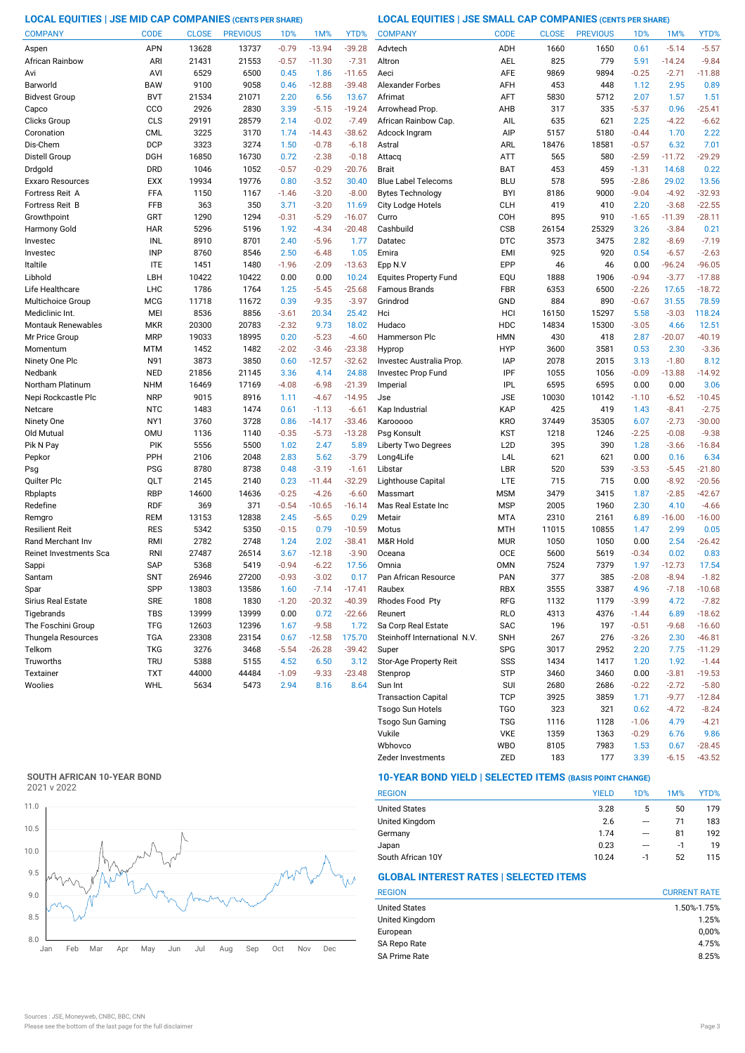## LOCAL EQUITIES | JSE MID CAP COMPANIES (CENTS PER SHARE)

| COMPANY | CODE | CLOSE | PREVIOUS | 1D% | 1M% | YTD% |
|---|---|---|---|---|---|---|
| Aspen | APN | 13628 | 13737 | -0.79 | -13.94 | -39.28 |
| African Rainbow | ARI | 21431 | 21553 | -0.57 | -11.30 | -7.31 |
| Avi | AVI | 6529 | 6500 | 0.45 | 1.86 | -11.65 |
| Barworld | BAW | 9100 | 9058 | 0.46 | -12.88 | -39.48 |
| Bidvest Group | BVT | 21534 | 21071 | 2.20 | 6.56 | 13.67 |
| Capco | CCO | 2926 | 2830 | 3.39 | -5.15 | -19.24 |
| Clicks Group | CLS | 29191 | 28579 | 2.14 | -0.02 | -7.49 |
| Coronation | CML | 3225 | 3170 | 1.74 | -14.43 | -38.62 |
| Dis-Chem | DCP | 3323 | 3274 | 1.50 | -0.78 | -6.18 |
| Distell Group | DGH | 16850 | 16730 | 0.72 | -2.38 | -0.18 |
| Drdgold | DRD | 1046 | 1052 | -0.57 | -0.29 | -20.76 |
| Exxaro Resources | EXX | 19934 | 19776 | 0.80 | -3.52 | 30.40 |
| Fortress Reit A | FFA | 1150 | 1167 | -1.46 | -3.20 | -8.00 |
| Fortress Reit B | FFB | 363 | 350 | 3.71 | -3.20 | 11.69 |
| Growthpoint | GRT | 1290 | 1294 | -0.31 | -5.29 | -16.07 |
| Harmony Gold | HAR | 5296 | 5196 | 1.92 | -4.34 | -20.48 |
| Investec | INL | 8910 | 8701 | 2.40 | -5.96 | 1.77 |
| Investec | INP | 8760 | 8546 | 2.50 | -6.48 | 1.05 |
| Italtile | ITE | 1451 | 1480 | -1.96 | -2.09 | -13.63 |
| Libhold | LBH | 10422 | 10422 | 0.00 | 0.00 | 10.24 |
| Life Healthcare | LHC | 1786 | 1764 | 1.25 | -5.45 | -25.68 |
| Multichoice Group | MCG | 11718 | 11672 | 0.39 | -9.35 | -3.97 |
| Mediclinic Int. | MEI | 8536 | 8856 | -3.61 | 20.34 | 25.42 |
| Montauk Renewables | MKR | 20300 | 20783 | -2.32 | 9.73 | 18.02 |
| Mr Price Group | MRP | 19033 | 18995 | 0.20 | -5.23 | -4.60 |
| Momentum | MTM | 1452 | 1482 | -2.02 | -3.46 | -23.38 |
| Ninety One Plc | N91 | 3873 | 3850 | 0.60 | -12.57 | -32.62 |
| Nedbank | NED | 21856 | 21145 | 3.36 | 4.14 | 24.88 |
| Northam Platinum | NHM | 16469 | 17169 | -4.08 | -6.98 | -21.39 |
| Nepi Rockcastle Plc | NRP | 9015 | 8916 | 1.11 | -4.67 | -14.95 |
| Netcare | NTC | 1483 | 1474 | 0.61 | -1.13 | -6.61 |
| Ninety One | NY1 | 3760 | 3728 | 0.86 | -14.17 | -33.46 |
| Old Mutual | OMU | 1136 | 1140 | -0.35 | -5.73 | -13.28 |
| Pik N Pay | PIK | 5556 | 5500 | 1.02 | 2.47 | 5.89 |
| Pepkor | PPH | 2106 | 2048 | 2.83 | 5.62 | -3.79 |
| Psg | PSG | 8780 | 8738 | 0.48 | -3.19 | -1.61 |
| Quilter Plc | QLT | 2145 | 2140 | 0.23 | -11.44 | -32.29 |
| Rbplapts | RBP | 14600 | 14636 | -0.25 | -4.26 | -6.60 |
| Redefine | RDF | 369 | 371 | -0.54 | -10.65 | -16.14 |
| Remgro | REM | 13153 | 12838 | 2.45 | -5.65 | 0.29 |
| Resilient Reit | RES | 5342 | 5350 | -0.15 | 0.79 | -10.59 |
| Rand Merchant Inv | RMI | 2782 | 2748 | 1.24 | 2.02 | -38.41 |
| Reinet Investments Sca | RNI | 27487 | 26514 | 3.67 | -12.18 | -3.90 |
| Sappi | SAP | 5368 | 5419 | -0.94 | -6.22 | 17.56 |
| Santam | SNT | 26946 | 27200 | -0.93 | -3.02 | 0.17 |
| Spar | SPP | 13803 | 13586 | 1.60 | -7.14 | -17.41 |
| Sirius Real Estate | SRE | 1808 | 1830 | -1.20 | -20.32 | -40.39 |
| Tigebrands | TBS | 13999 | 13999 | 0.00 | 0.72 | -22.66 |
| The Foschini Group | TFG | 12603 | 12396 | 1.67 | -9.58 | 1.72 |
| Thungela Resources | TGA | 23308 | 23154 | 0.67 | -12.58 | 175.70 |
| Telkom | TKG | 3276 | 3468 | -5.54 | -26.28 | -39.42 |
| Truworths | TRU | 5388 | 5155 | 4.52 | 6.50 | 3.12 |
| Textainer | TXT | 44000 | 44484 | -1.09 | -9.33 | -23.48 |
| Woolies | WHL | 5634 | 5473 | 2.94 | 8.16 | 8.64 |

## LOCAL EQUITIES | JSE SMALL CAP COMPANIES (CENTS PER SHARE)

| COMPANY | CODE | CLOSE | PREVIOUS | 1D% | 1M% | YTD% |
|---|---|---|---|---|---|---|
| Advtech | ADH | 1660 | 1650 | 0.61 | -5.14 | -5.57 |
| Altron | AEL | 825 | 779 | 5.91 | -14.24 | -9.84 |
| Aeci | AFE | 9869 | 9894 | -0.25 | -2.71 | -11.88 |
| Alexander Forbes | AFH | 453 | 448 | 1.12 | 2.95 | 0.89 |
| Afrimat | AFT | 5830 | 5712 | 2.07 | 1.57 | 1.51 |
| Arrowhead Prop. | AHB | 317 | 335 | -5.37 | 0.96 | -25.41 |
| African Rainbow Cap. | AIL | 635 | 621 | 2.25 | -4.22 | -6.62 |
| Adcock Ingram | AIP | 5157 | 5180 | -0.44 | 1.70 | 2.22 |
| Astral | ARL | 18476 | 18581 | -0.57 | 6.32 | 7.01 |
| Attacq | ATT | 565 | 580 | -2.59 | -11.72 | -29.29 |
| Brait | BAT | 453 | 459 | -1.31 | 14.68 | 0.22 |
| Blue Label Telecoms | BLU | 578 | 595 | -2.86 | 29.02 | 13.56 |
| Bytes Technology | BYI | 8186 | 9000 | -9.04 | -4.92 | -32.93 |
| City Lodge Hotels | CLH | 419 | 410 | 2.20 | -3.68 | -22.55 |
| Curro | COH | 895 | 910 | -1.65 | -11.39 | -28.11 |
| Cashbuild | CSB | 26154 | 25329 | 3.26 | -3.84 | 0.21 |
| Datatec | DTC | 3573 | 3475 | 2.82 | -8.69 | -7.19 |
| Emira | EMI | 925 | 920 | 0.54 | -6.57 | -2.63 |
| Epp N.V | EPP | 46 | 46 | 0.00 | -96.24 | -96.05 |
| Equites Property Fund | EQU | 1888 | 1906 | -0.94 | -3.77 | -17.88 |
| Famous Brands | FBR | 6353 | 6500 | -2.26 | 17.65 | -18.72 |
| Grindrod | GND | 884 | 890 | -0.67 | 31.55 | 78.59 |
| Hci | HCI | 16150 | 15297 | 5.58 | -3.03 | 118.24 |
| Hudaco | HDC | 14834 | 15300 | -3.05 | 4.66 | 12.51 |
| Hammerson Plc | HMN | 430 | 418 | 2.87 | -20.07 | -40.19 |
| Hyprop | HYP | 3600 | 3581 | 0.53 | 2.30 | -3.36 |
| Investec Australia Prop. | IAP | 2078 | 2015 | 3.13 | -1.80 | 8.12 |
| Investec Prop Fund | IPF | 1055 | 1056 | -0.09 | -13.88 | -14.92 |
| Imperial | IPL | 6595 | 6595 | 0.00 | 0.00 | 3.06 |
| Jse | JSE | 10030 | 10142 | -1.10 | -6.52 | -10.45 |
| Kap Industrial | KAP | 425 | 419 | 1.43 | -8.41 | -2.75 |
| Karooooo | KRO | 37449 | 35305 | 6.07 | -2.73 | -30.00 |
| Psg Konsult | KST | 1218 | 1246 | -2.25 | -0.08 | -9.38 |
| Liberty Two Degrees | L2D | 395 | 390 | 1.28 | -3.66 | -16.84 |
| Long4Life | L4L | 621 | 621 | 0.00 | 0.16 | 6.34 |
| Libstar | LBR | 520 | 539 | -3.53 | -5.45 | -21.80 |
| Lighthouse Capital | LTE | 715 | 715 | 0.00 | -8.92 | -20.56 |
| Massmart | MSM | 3479 | 3415 | 1.87 | -2.85 | -42.67 |
| Mas Real Estate Inc | MSP | 2005 | 1960 | 2.30 | 4.10 | -4.66 |
| Metair | MTA | 2310 | 2161 | 6.89 | -16.00 | -16.00 |
| Motus | MTH | 11015 | 10855 | 1.47 | 2.99 | 0.05 |
| M&R Hold | MUR | 1050 | 1050 | 0.00 | 2.54 | -26.42 |
| Oceana | OCE | 5600 | 5619 | -0.34 | 0.02 | 0.83 |
| Omnia | OMN | 7524 | 7379 | 1.97 | -12.73 | 17.54 |
| Pan African Resource | PAN | 377 | 385 | -2.08 | -8.94 | -1.82 |
| Raubex | RBX | 3555 | 3387 | 4.96 | -7.18 | -10.68 |
| Rhodes Food Pty | RFG | 1132 | 1179 | -3.99 | 4.72 | -7.82 |
| Reunert | RLO | 4313 | 4376 | -1.44 | 6.89 | -18.62 |
| Sa Corp Real Estate | SAC | 196 | 197 | -0.51 | -9.68 | -16.60 |
| Steinhoff International N.V. | SNH | 267 | 276 | -3.26 | 2.30 | -46.81 |
| Super | SPG | 3017 | 2952 | 2.20 | 7.75 | -11.29 |
| Stor-Age Property Reit | SSS | 1434 | 1417 | 1.20 | 1.92 | -1.44 |
| Stenprop | STP | 3460 | 3460 | 0.00 | -3.81 | -19.53 |
| Sun Int | SUI | 2680 | 2686 | -0.22 | -2.72 | -5.80 |
| Transaction Capital | TCP | 3925 | 3859 | 1.71 | -9.77 | -12.84 |
| Tsogo Sun Hotels | TGO | 323 | 321 | 0.62 | -4.72 | -8.24 |
| Tsogo Sun Gaming | TSG | 1116 | 1128 | -1.06 | 4.79 | -4.21 |
| Vukile | VKE | 1359 | 1363 | -0.29 | 6.76 | 9.86 |
| Wbhovco | WBO | 8105 | 7983 | 1.53 | 0.67 | -28.45 |
| Zeder Investments | ZED | 183 | 177 | 3.39 | -6.15 | -43.52 |

## SOUTH AFRICAN 10-YEAR BOND

2021 v 2022

## 10-YEAR BOND YIELD | SELECTED ITEMS (BASIS POINT CHANGE)

| REGION | YIELD | 1D% | 1M% | YTD% |
|---|---|---|---|---|
| United States | 3.28 | 5 | 50 | 179 |
| United Kingdom | 2.6 | --- | 71 | 183 |
| Germany | 1.74 | --- | 81 | 192 |
| Japan | 0.23 | --- | -1 | 19 |
| South African 10Y | 10.24 | -1 | 52 | 115 |

## GLOBAL INTEREST RATES | SELECTED ITEMS

| REGION | CURRENT RATE |
|---|---|
| United States | 1.50%-1.75% |
| United Kingdom | 1.25% |
| European | 0,00% |
| SA Repo Rate | 4.75% |
| SA Prime Rate | 8.25% |

Sources : JSE, Moneyweb, CNBC, BBC, CNN

Please see the bottom of the last page for the full disclaimer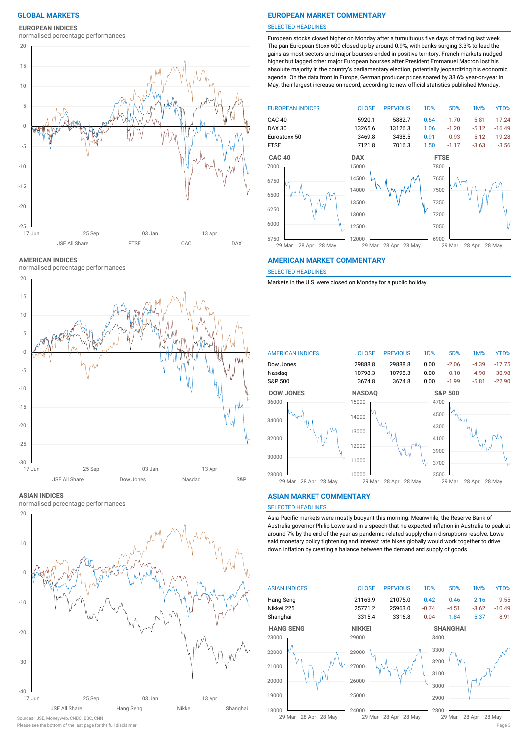# GLOBAL MARKETS

## EUROPEAN INDICES

normalised percentage performances

JSE All Share — FTSE — CAC — DAX

## AMERICAN INDICES

normalised percentage performances

JSE All Share — Dow Jones — Nasdaq — S&P

## ASIAN INDICES

normalised percentage performances

JSE All Share — Hang Seng — Nikkei — Shanghai

Sources : JSE, Moneyweb, CNBC, BBC, CNN

Please see the bottom of the last page for the full disclaimer

# EUROPEAN MARKET COMMENTARY

SELECTED HEADLINES

European stocks closed higher on Monday after a tumultuous five days of trading last week. The pan-European Stoxx 600 closed up by around 0.9%, with banks surging 3.3% to lead the gains as most sectors and major bourses ended in positive territory. French markets nudged higher but lagged other major European bourses after President Emmanuel Macron lost his absolute majority in the country's parliamentary election, potentially jeopardizing his economic agenda. On the data front in Europe, German producer prices soared by 33.6% year-on-year in May, their largest increase on record, according to new official statistics published Monday.

| EUROPEAN INDICES | CLOSE | PREVIOUS | 1D% | 5D% | 1M% | YTD% |
|---|---|---|---|---|---|---|
| CAC 40 | 5920.1 | 5882.7 | 0.64 | -1.70 | -5.81 | -17.24 |
| DAX 30 | 13265.6 | 13126.3 | 1.06 | -1.20 | -5.12 | -16.49 |
| Eurostoxx 50 | 3469.8 | 3438.5 | 0.91 | -0.93 | -5.12 | -19.28 |
| FTSE | 7121.8 | 7016.3 | 1.50 | -1.17 | -3.63 | -3.56 |

# AMERICAN MARKET COMMENTARY

SELECTED HEADLINES

Markets in the U.S. were closed on Monday for a public holiday.

| AMERICAN INDICES | CLOSE | PREVIOUS | 1D% | 5D% | 1M% | YTD% |
|---|---|---|---|---|---|---|
| Dow Jones | 29888.8 | 29888.8 | 0.00 | -2.06 | -4.39 | -17.75 |
| Nasdaq | 10798.3 | 10798.3 | 0.00 | -0.10 | -4.90 | -30.98 |
| S&P 500 | 3674.8 | 3674.8 | 0.00 | -1.99 | -5.81 | -22.90 |

# ASIAN MARKET COMMENTARY

SELECTED HEADLINES

Asia-Pacific markets were mostly buoyant this morning. Meanwhile, the Reserve Bank of Australia governor Philip Lowe said in a speech that he expected inflation in Australia to peak at around 7% by the end of the year as pandemic-related supply chain disruptions resolve. Lowe said monetary policy tightening and interest rate hikes globally would work together to drive down inflation by creating a balance between the demand and supply of goods.

| ASIAN INDICES | CLOSE | PREVIOUS | 1D% | 5D% | 1M% | YTD% |
|---|---|---|---|---|---|---|
| Hang Seng | 21163.9 | 21075.0 | 0.42 | 0.46 | 2.16 | -9.55 |
| Nikkei 225 | 25771.2 | 25963.0 | -0.74 | -4.51 | -3.62 | -10.49 |
| Shanghai | 3315.4 | 3316.8 | -0.04 | 1.84 | 5.37 | -8.91 |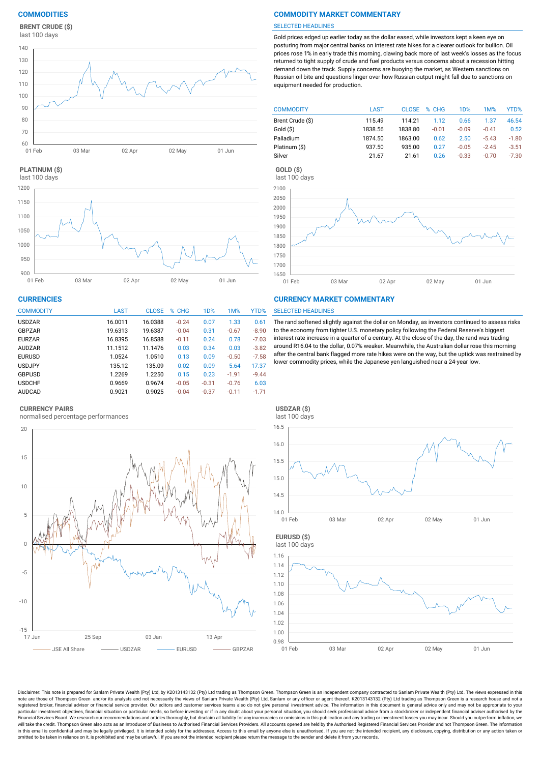## COMMODITIES

**BRENT CRUDE ($)**
last 100 days

140
130
120
110
100
90
80
70
60
01 Feb
03 Mar
02 Apr
02 May
01 Jun

**PLATINUM ($)**
last 100 days

1200
1150
1100
1050
1000
950
900
01 Feb
03 Mar
02 Apr
02 May
01 Jun

## COMMODITY MARKET COMMENTARY

SELECTED HEADLINES

Gold prices edged up earlier today as the dollar eased, while investors kept a keen eye on posturing from major central banks on interest rate hikes for a clearer outlook for bullion. Oil prices rose 1% in early trade this morning, clawing back more of last week's losses as the focus returned to tight supply of crude and fuel products versus concerns about a recession hitting demand down the track. Supply concerns are buoying the market, as Western sanctions on Russian oil bite and questions linger over how Russian output might fall due to sanctions on equipment needed for production.

| COMMODITY | LAST | CLOSE | % CHG | 1D% | 1M% | YTD% |
|---|---|---|---|---|---|---|
| Brent Crude ($) | 115.49 | 114.21 | 1.12 | 0.66 | 1.37 | 46.54 |
| Gold ($) | 1838.56 | 1838.80 | -0.01 | -0.09 | -0.41 | 0.52 |
| Palladium | 1874.50 | 1863.00 | 0.62 | 2.50 | -5.43 | -1.80 |
| Platinum ($) | 937.50 | 935.00 | 0.27 | -0.05 | -2.45 | -3.51 |
| Silver | 21.67 | 21.61 | 0.26 | -0.33 | -0.70 | -7.30 |

**GOLD ($)**
last 100 days

2100
2050
2000
1950
1900
1850
1800
1750
1700
1650
01 Feb
03 Mar
02 Apr
02 May
01 Jun

## CURRENCIES

| COMMODITY | LAST | CLOSE | % CHG | 1D% | 1M% | YTD% |
|---|---|---|---|---|---|---|
| USDZAR | 16.0011 | 16.0388 | -0.24 | 0.07 | 1.33 | 0.61 |
| GBPZAR | 19.6313 | 19.6387 | -0.04 | 0.31 | -0.67 | -8.90 |
| EURZAR | 16.8395 | 16.8588 | -0.11 | 0.24 | 0.78 | -7.03 |
| AUDZAR | 11.1512 | 11.1476 | 0.03 | 0.34 | 0.03 | -3.82 |
| EURUSD | 1.0524 | 1.0510 | 0.13 | 0.09 | -0.50 | -7.58 |
| USDJPY | 135.12 | 135.09 | 0.02 | 0.09 | 5.64 | 17.37 |
| GBPUSD | 1.2269 | 1.2250 | 0.15 | 0.23 | -1.91 | -9.44 |
| USDCHF | 0.9669 | 0.9674 | -0.05 | -0.31 | -0.76 | 6.03 |
| AUDCAD | 0.9021 | 0.9025 | -0.04 | -0.37 | -0.11 | -1.71 |

## CURRENCY MARKET COMMENTARY

SELECTED HEADLINES

The rand softened slightly against the dollar on Monday, as investors continued to assess risks to the economy from tighter U.S. monetary policy following the Federal Reserve's biggest interest rate increase in a quarter of a century. At the close of the day, the rand was trading around R16.04 to the dollar, 0.07% weaker. Meanwhile, the Australian dollar rose this morning after the central bank flagged more rate hikes were on the way, but the uptick was restrained by lower commodity prices, while the Japanese yen languished near a 24-year low.

**CURRENCY PAIRS**
normalised percentage performances

20
15
10
5
0
-5
-10
-15
17 Jun
25 Sep
03 Jan
13 Apr
JSE All Share
USDZAR
EURUSD
GBPZAR

**USDZAR ($)**
last 100 days

16.5
16.0
15.5
15.0
14.5
14.0
01 Feb
03 Mar
02 Apr
02 May
01 Jun

**EURUSD ($)**
last 100 days

1.16
1.14
1.12
1.10
1.08
1.06
1.04
1.02
1.00
0.98
01 Feb
03 Mar
02 Apr
02 May
01 Jun

Disclaimer: This note is prepared for Sanlam Private Wealth (Pty) Ltd, by K2013143132 (Pty) Ltd trading as Thompson Green. Thompson Green is an independent company contracted to Sanlam Private Wealth (Pty) Ltd. The views expressed in this note are those of Thompson Green and/or its analysts and not necessarily the views of Sanlam Private Wealth (Pty) Ltd, Sanlam or any officer or agent thereof. K2013143132 (Pty) Ltd trading as Thompson Green is a research house and not a registered broker, financial advisor or financial service provider. Our editors and customer services teams also do not give personal investment advice. The information in this document is general advice only and may not be appropriate to your particular investment objectives, financial situation or particular needs, so before investing or if in any doubt about your personal situation, you should seek professional advice from a stockbroker or independent financial adviser authorised by the Financial Services Board. We research our recommendations and articles thoroughly, but disclaim all liability for any inaccuracies or omissions in this publication and any trading or investment losses you may incur. Should you outperform inflation, we will take the credit. Thompson Green also acts as an Introducer of Business to Authorised Financial Services Providers. All accounts opened are held by the Authorised Registered Financial Services Provider and not Thompson Green. The information in this email is confidential and may be legally privileged. It is intended solely for the addressee. Access to this email by anyone else is unauthorised. If you are not the intended recipient, any disclosure, copying, distribution or any action taken or omitted to be taken in reliance on it, is prohibited and may be unlawful. If you are not the intended recipient please return the message to the sender and delete it from your records.